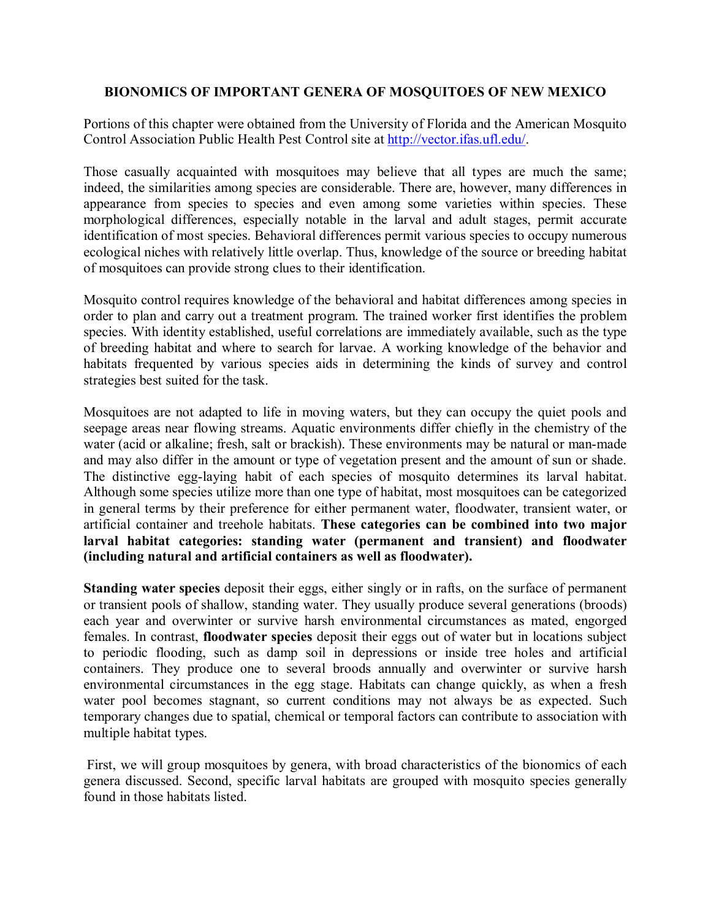# BIONOMICS OF IMPORTANT GENERA OF MOSQUITOES OF NEW MEXICO

Portions of this chapter were obtained from the University of Florida and the American Mosquito Control Association Public Health Pest Control site at http://vector.ifas.ufl.edu/.

Those casually acquainted with mosquitoes may believe that all types are much the same; indeed, the similarities among species are considerable. There are, however, many differences in appearance from species to species and even among some varieties within species. These morphological differences, especially notable in the larval and adult stages, permit accurate identification of most species. Behavioral differences permit various species to occupy numerous ecological niches with relatively little overlap. Thus, knowledge of the source or breeding habitat of mosquitoes can provide strong clues to their identification.

Mosquito control requires knowledge of the behavioral and habitat differences among species in order to plan and carry out a treatment program. The trained worker first identifies the problem species. With identity established, useful correlations are immediately available, such as the type of breeding habitat and where to search for larvae. A working knowledge of the behavior and habitats frequented by various species aids in determining the kinds of survey and control strategies best suited for the task.

Mosquitoes are not adapted to life in moving waters, but they can occupy the quiet pools and seepage areas near flowing streams. Aquatic environments differ chiefly in the chemistry of the water (acid or alkaline; fresh, salt or brackish). These environments may be natural or man-made and may also differ in the amount or type of vegetation present and the amount of sun or shade. The distinctive egg-laying habit of each species of mosquito determines its larval habitat. Although some species utilize more than one type of habitat, most mosquitoes can be categorized in general terms by their preference for either permanent water, floodwater, transient water, or artificial container and treehole habitats. **These categories can be combined into two major larval habitat categories: standing water (permanent and transient) and floodwater (including natural and artificial containers as well as floodwater).**

**Standing water species** deposit their eggs, either singly or in rafts, on the surface of permanent or transient pools of shallow, standing water. They usually produce several generations (broods) each year and overwinter or survive harsh environmental circumstances as mated, engorged females. In contrast, **floodwater species** deposit their eggs out of water but in locations subject to periodic flooding, such as damp soil in depressions or inside tree holes and artificial containers. They produce one to several broods annually and overwinter or survive harsh environmental circumstances in the egg stage. Habitats can change quickly, as when a fresh water pool becomes stagnant, so current conditions may not always be as expected. Such temporary changes due to spatial, chemical or temporal factors can contribute to association with multiple habitat types.

First, we will group mosquitoes by genera, with broad characteristics of the bionomics of each genera discussed. Second, specific larval habitats are grouped with mosquito species generally found in those habitats listed.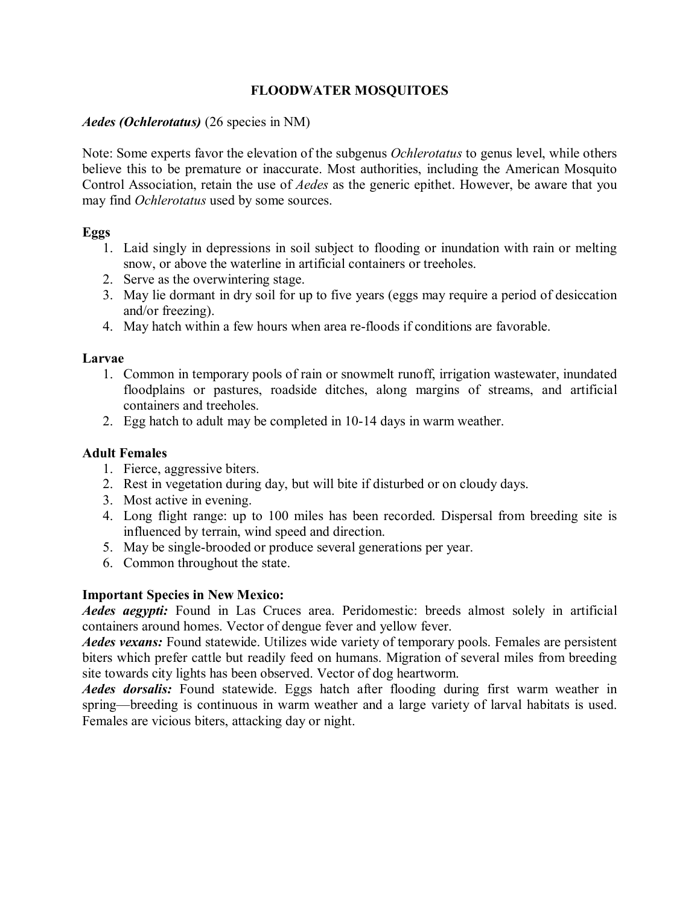# FLOODWATER MOSQUITOES

*Aedes (Ochlerotatus)* (26 species in NM)

Note: Some experts favor the elevation of the subgenus *Ochlerotatus* to genus level, while others believe this to be premature or inaccurate. Most authorities, including the American Mosquito Control Association, retain the use of *Aedes* as the generic epithet. However, be aware that you may find *Ochlerotatus* used by some sources.

**Eggs**

1. Laid singly in depressions in soil subject to flooding or inundation with rain or melting snow, or above the waterline in artificial containers or treeholes.
2. Serve as the overwintering stage.
3. May lie dormant in dry soil for up to five years (eggs may require a period of desiccation and/or freezing).
4. May hatch within a few hours when area re-floods if conditions are favorable.

**Larvae**

1. Common in temporary pools of rain or snowmelt runoff, irrigation wastewater, inundated floodplains or pastures, roadside ditches, along margins of streams, and artificial containers and treeholes.
2. Egg hatch to adult may be completed in 10-14 days in warm weather.

**Adult Females**

1. Fierce, aggressive biters.
2. Rest in vegetation during day, but will bite if disturbed or on cloudy days.
3. Most active in evening.
4. Long flight range: up to 100 miles has been recorded. Dispersal from breeding site is influenced by terrain, wind speed and direction.
5. May be single-brooded or produce several generations per year.
6. Common throughout the state.

**Important Species in New Mexico:**

***Aedes aegypti:*** Found in Las Cruces area. Peridomestic: breeds almost solely in artificial containers around homes. Vector of dengue fever and yellow fever.

***Aedes vexans:*** Found statewide. Utilizes wide variety of temporary pools. Females are persistent biters which prefer cattle but readily feed on humans. Migration of several miles from breeding site towards city lights has been observed. Vector of dog heartworm.

***Aedes dorsalis:*** Found statewide. Eggs hatch after flooding during first warm weather in spring—breeding is continuous in warm weather and a large variety of larval habitats is used. Females are vicious biters, attacking day or night.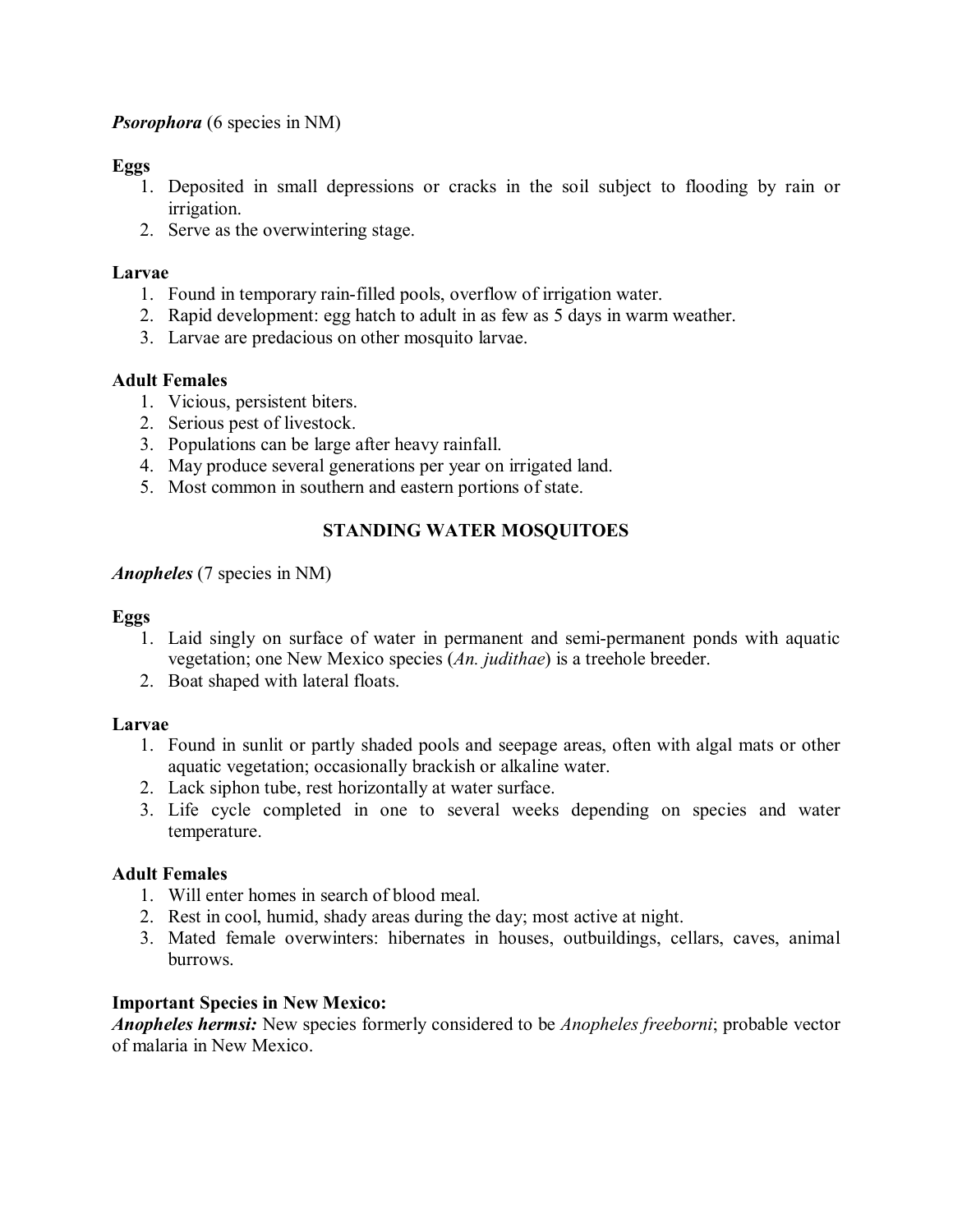***Psorophora*** (6 species in NM)

**Eggs**

1. Deposited in small depressions or cracks in the soil subject to flooding by rain or irrigation.
2. Serve as the overwintering stage.

**Larvae**

1. Found in temporary rain-filled pools, overflow of irrigation water.
2. Rapid development: egg hatch to adult in as few as 5 days in warm weather.
3. Larvae are predacious on other mosquito larvae.

**Adult Females**

1. Vicious, persistent biters.
2. Serious pest of livestock.
3. Populations can be large after heavy rainfall.
4. May produce several generations per year on irrigated land.
5. Most common in southern and eastern portions of state.

## STANDING WATER MOSQUITOES

***Anopheles*** (7 species in NM)

**Eggs**

1. Laid singly on surface of water in permanent and semi-permanent ponds with aquatic vegetation; one New Mexico species (*An. judithae*) is a treehole breeder.
2. Boat shaped with lateral floats.

**Larvae**

1. Found in sunlit or partly shaded pools and seepage areas, often with algal mats or other aquatic vegetation; occasionally brackish or alkaline water.
2. Lack siphon tube, rest horizontally at water surface.
3. Life cycle completed in one to several weeks depending on species and water temperature.

**Adult Females**

1. Will enter homes in search of blood meal.
2. Rest in cool, humid, shady areas during the day; most active at night.
3. Mated female overwinters: hibernates in houses, outbuildings, cellars, caves, animal burrows.

**Important Species in New Mexico:**

***Anopheles hermsi:*** New species formerly considered to be *Anopheles freeborni*; probable vector of malaria in New Mexico.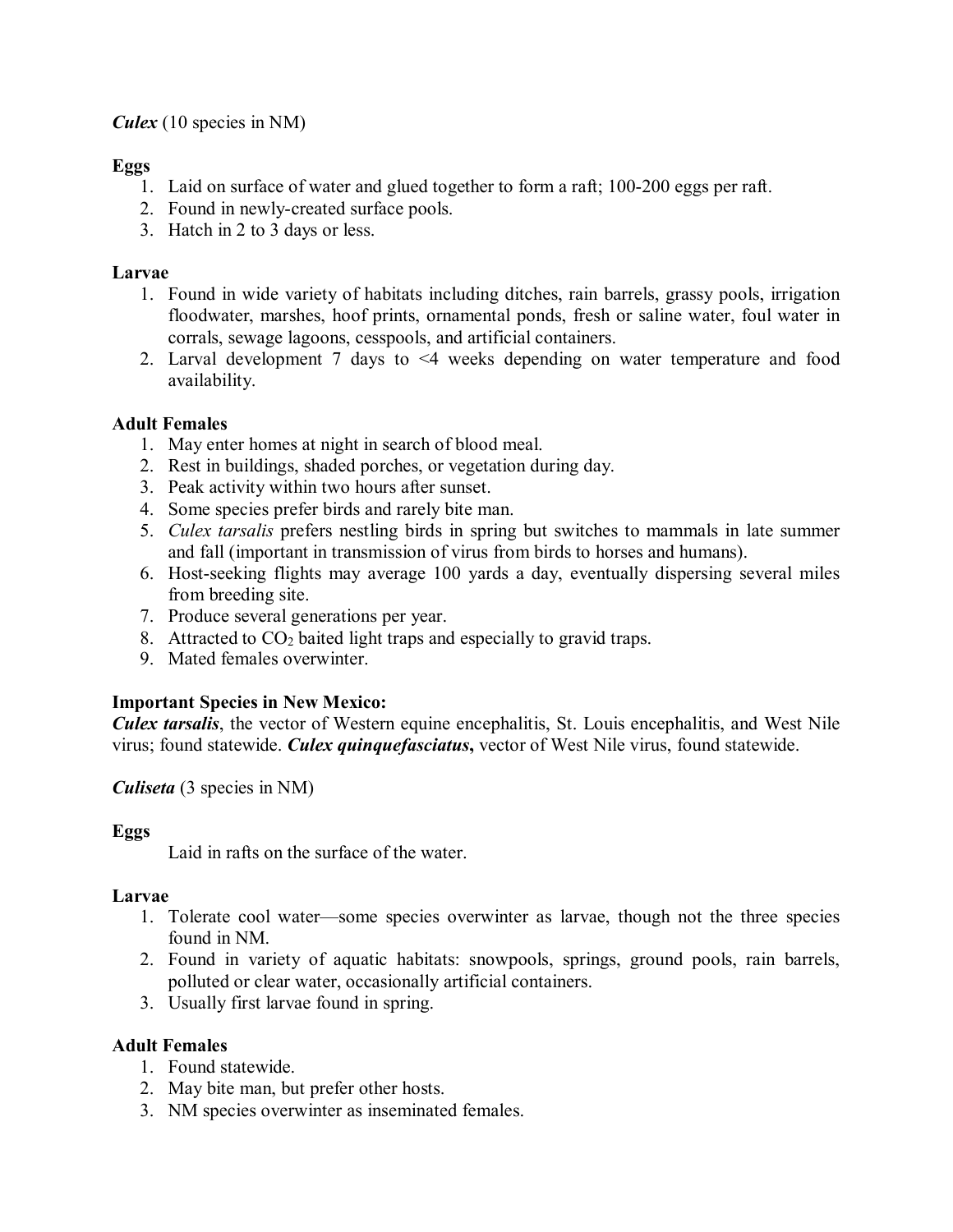***Culex*** (10 species in NM)

**Eggs**

1. Laid on surface of water and glued together to form a raft; 100-200 eggs per raft.
2. Found in newly-created surface pools.
3. Hatch in 2 to 3 days or less.

**Larvae**

1. Found in wide variety of habitats including ditches, rain barrels, grassy pools, irrigation floodwater, marshes, hoof prints, ornamental ponds, fresh or saline water, foul water in corrals, sewage lagoons, cesspools, and artificial containers.
2. Larval development 7 days to <4 weeks depending on water temperature and food availability.

**Adult Females**

1. May enter homes at night in search of blood meal.
2. Rest in buildings, shaded porches, or vegetation during day.
3. Peak activity within two hours after sunset.
4. Some species prefer birds and rarely bite man.
5. *Culex tarsalis* prefers nestling birds in spring but switches to mammals in late summer and fall (important in transmission of virus from birds to horses and humans).
6. Host-seeking flights may average 100 yards a day, eventually dispersing several miles from breeding site.
7. Produce several generations per year.
8. Attracted to $CO_2$ baited light traps and especially to gravid traps.
9. Mated females overwinter.

**Important Species in New Mexico:**
***Culex tarsalis***, the vector of Western equine encephalitis, St. Louis encephalitis, and West Nile virus; found statewide. ***Culex quinquefasciatus*,** vector of West Nile virus, found statewide.

***Culiseta*** (3 species in NM)

**Eggs**

Laid in rafts on the surface of the water.

**Larvae**

1. Tolerate cool water—some species overwinter as larvae, though not the three species found in NM.
2. Found in variety of aquatic habitats: snowpools, springs, ground pools, rain barrels, polluted or clear water, occasionally artificial containers.
3. Usually first larvae found in spring.

**Adult Females**

1. Found statewide.
2. May bite man, but prefer other hosts.
3. NM species overwinter as inseminated females.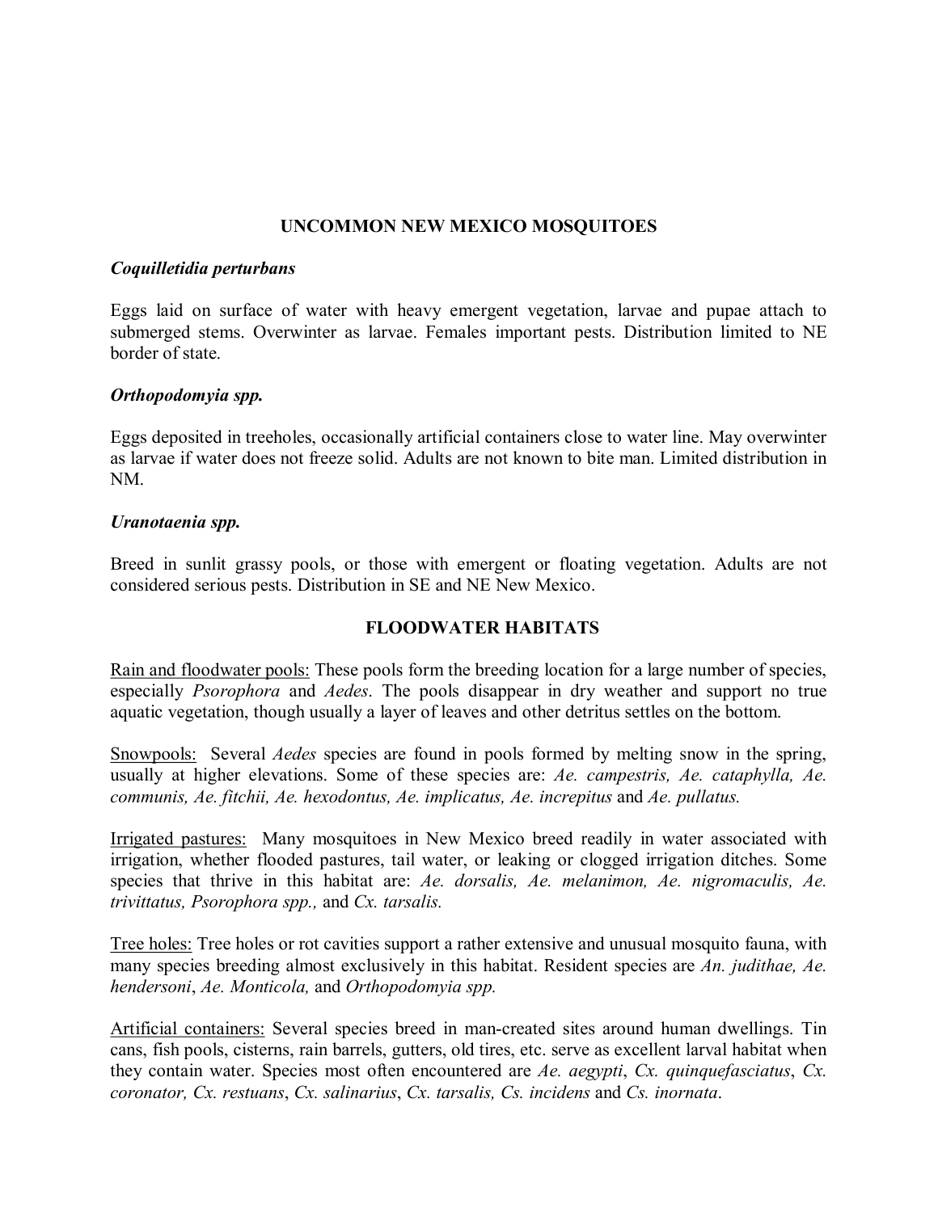## UNCOMMON NEW MEXICO MOSQUITOES

### *Coquilletidia perturbans*

Eggs laid on surface of water with heavy emergent vegetation, larvae and pupae attach to submerged stems. Overwinter as larvae. Females important pests. Distribution limited to NE border of state.

### *Orthopodomyia spp.*

Eggs deposited in treeholes, occasionally artificial containers close to water line. May overwinter as larvae if water does not freeze solid. Adults are not known to bite man. Limited distribution in NM.

### *Uranotaenia spp.*

Breed in sunlit grassy pools, or those with emergent or floating vegetation. Adults are not considered serious pests. Distribution in SE and NE New Mexico.

## FLOODWATER HABITATS

Rain and floodwater pools: These pools form the breeding location for a large number of species, especially *Psorophora* and *Aedes*. The pools disappear in dry weather and support no true aquatic vegetation, though usually a layer of leaves and other detritus settles on the bottom.

Snowpools: Several *Aedes* species are found in pools formed by melting snow in the spring, usually at higher elevations. Some of these species are: *Ae. campestris, Ae. cataphylla, Ae. communis, Ae. fitchii, Ae. hexodontus, Ae. implicatus, Ae. increpitus* and *Ae. pullatus.*

Irrigated pastures: Many mosquitoes in New Mexico breed readily in water associated with irrigation, whether flooded pastures, tail water, or leaking or clogged irrigation ditches. Some species that thrive in this habitat are: *Ae. dorsalis, Ae. melanimon, Ae. nigromaculis, Ae. trivittatus, Psorophora spp.,* and *Cx. tarsalis.*

Tree holes: Tree holes or rot cavities support a rather extensive and unusual mosquito fauna, with many species breeding almost exclusively in this habitat. Resident species are *An. judithae, Ae. hendersoni*, *Ae. Monticola,* and *Orthopodomyia spp.*

Artificial containers: Several species breed in man-created sites around human dwellings. Tin cans, fish pools, cisterns, rain barrels, gutters, old tires, etc. serve as excellent larval habitat when they contain water. Species most often encountered are *Ae. aegypti*, *Cx. quinquefasciatus*, *Cx. coronator, Cx. restuans*, *Cx. salinarius*, *Cx. tarsalis, Cs. incidens* and *Cs. inornata*.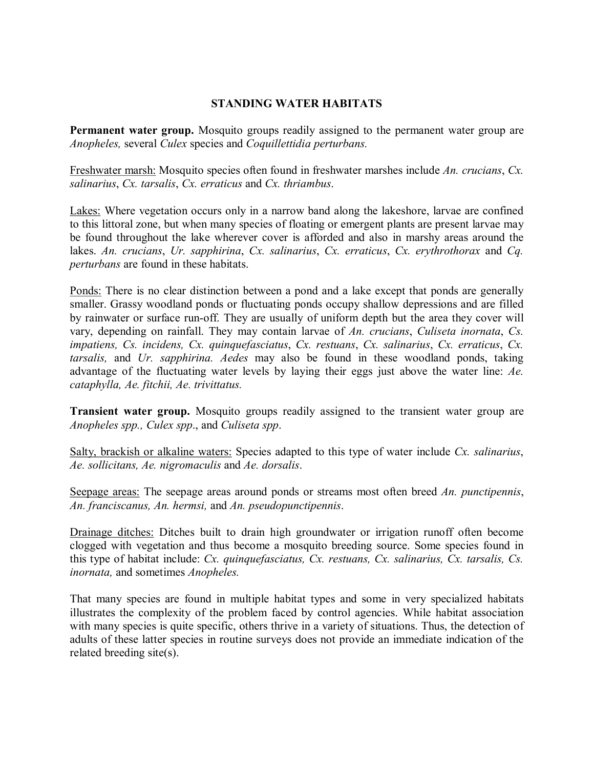## STANDING WATER HABITATS

**Permanent water group.** Mosquito groups readily assigned to the permanent water group are *Anopheles,* several *Culex* species and *Coquillettidia perturbans.*

<u>Freshwater marsh:</u> Mosquito species often found in freshwater marshes include *An. crucians*, *Cx. salinarius*, *Cx. tarsalis*, *Cx. erraticus* and *Cx. thriambus*.

<u>Lakes:</u> Where vegetation occurs only in a narrow band along the lakeshore, larvae are confined to this littoral zone, but when many species of floating or emergent plants are present larvae may be found throughout the lake wherever cover is afforded and also in marshy areas around the lakes. *An. crucians*, *Ur. sapphirina*, *Cx. salinarius*, *Cx. erraticus*, *Cx. erythrothorax* and *Cq. perturbans* are found in these habitats.

<u>Ponds:</u> There is no clear distinction between a pond and a lake except that ponds are generally smaller. Grassy woodland ponds or fluctuating ponds occupy shallow depressions and are filled by rainwater or surface run-off. They are usually of uniform depth but the area they cover will vary, depending on rainfall. They may contain larvae of *An. crucians*, *Culiseta inornata*, *Cs. impatiens, Cs. incidens, Cx. quinquefasciatus*, *Cx. restuans*, *Cx. salinarius*, *Cx. erraticus*, *Cx. tarsalis,* and *Ur. sapphirina. Aedes* may also be found in these woodland ponds, taking advantage of the fluctuating water levels by laying their eggs just above the water line: *Ae. cataphylla, Ae. fitchii, Ae. trivittatus.*

**Transient water group.** Mosquito groups readily assigned to the transient water group are *Anopheles spp., Culex spp*., and *Culiseta spp*.

<u>Salty, brackish or alkaline waters:</u> Species adapted to this type of water include *Cx. salinarius*, *Ae. sollicitans, Ae. nigromaculis* and *Ae. dorsalis*.

<u>Seepage areas:</u> The seepage areas around ponds or streams most often breed *An. punctipennis*, *An. franciscanus, An. hermsi,* and *An. pseudopunctipennis*.

<u>Drainage ditches:</u> Ditches built to drain high groundwater or irrigation runoff often become clogged with vegetation and thus become a mosquito breeding source. Some species found in this type of habitat include: *Cx. quinquefasciatus, Cx. restuans, Cx. salinarius, Cx. tarsalis, Cs. inornata,* and sometimes *Anopheles.*

That many species are found in multiple habitat types and some in very specialized habitats illustrates the complexity of the problem faced by control agencies. While habitat association with many species is quite specific, others thrive in a variety of situations. Thus, the detection of adults of these latter species in routine surveys does not provide an immediate indication of the related breeding site(s).